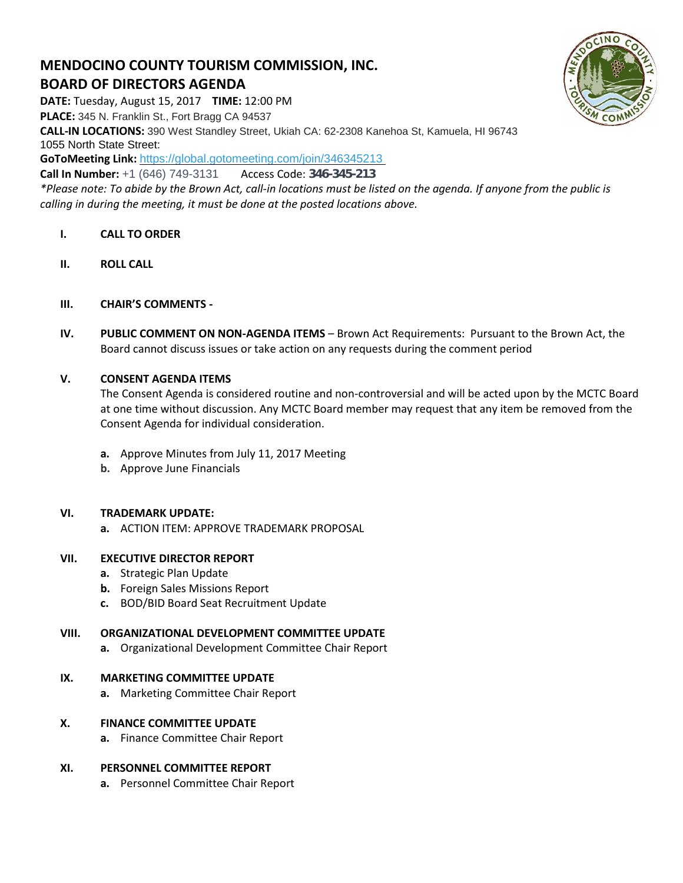# MENDOCINO COUNTY TOURISM COMMISSION, INC.
## BOARD OF DIRECTORS AGENDA

**DATE:** Tuesday, August 15, 2017 **TIME:** 12:00 PM
**PLACE:** 345 N. Franklin St., Fort Bragg CA 94537
**CALL-IN LOCATIONS:** 390 West Standley Street, Ukiah CA: 62-2308 Kanehoa St, Kamuela, HI 96743
1055 North State Street:
**GoToMeeting Link:** https://global.gotomeeting.com/join/346345213
**Call In Number:** +1 (646) 749-3131 Access Code: **346-345-213**
*\*Please note: To abide by the Brown Act, call-in locations must be listed on the agenda. If anyone from the public is calling in during the meeting, it must be done at the posted locations above.*

**I. CALL TO ORDER**

**II. ROLL CALL**

**III. CHAIR'S COMMENTS -**

**IV. PUBLIC COMMENT ON NON-AGENDA ITEMS** – Brown Act Requirements: Pursuant to the Brown Act, the Board cannot discuss issues or take action on any requests during the comment period

**V. CONSENT AGENDA ITEMS**

The Consent Agenda is considered routine and non-controversial and will be acted upon by the MCTC Board at one time without discussion. Any MCTC Board member may request that any item be removed from the Consent Agenda for individual consideration.

- **a.** Approve Minutes from July 11, 2017 Meeting
- **b.** Approve June Financials

**VI. TRADEMARK UPDATE:**

- **a.** ACTION ITEM: APPROVE TRADEMARK PROPOSAL

**VII. EXECUTIVE DIRECTOR REPORT**

- **a.** Strategic Plan Update
- **b.** Foreign Sales Missions Report
- **c.** BOD/BID Board Seat Recruitment Update

**VIII. ORGANIZATIONAL DEVELOPMENT COMMITTEE UPDATE**

- **a.** Organizational Development Committee Chair Report

**IX. MARKETING COMMITTEE UPDATE**

- **a.** Marketing Committee Chair Report

**X. FINANCE COMMITTEE UPDATE**

- **a.** Finance Committee Chair Report

**XI. PERSONNEL COMMITTEE REPORT**

- **a.** Personnel Committee Chair Report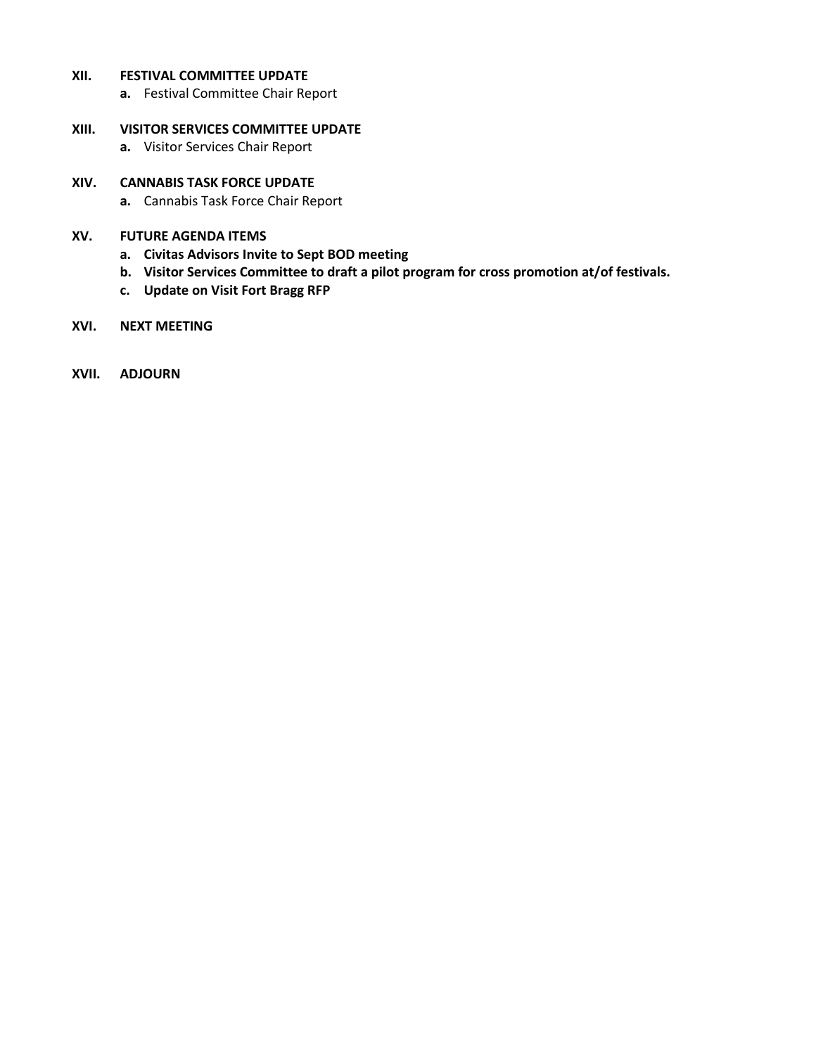**XII. FESTIVAL COMMITTEE UPDATE**

**a.** Festival Committee Chair Report

**XIII. VISITOR SERVICES COMMITTEE UPDATE**

**a.** Visitor Services Chair Report

**XIV. CANNABIS TASK FORCE UPDATE**

**a.** Cannabis Task Force Chair Report

**XV. FUTURE AGENDA ITEMS**

**a. Civitas Advisors Invite to Sept BOD meeting**

**b. Visitor Services Committee to draft a pilot program for cross promotion at/of festivals.**

**c. Update on Visit Fort Bragg RFP**

**XVI. NEXT MEETING**

**XVII. ADJOURN**